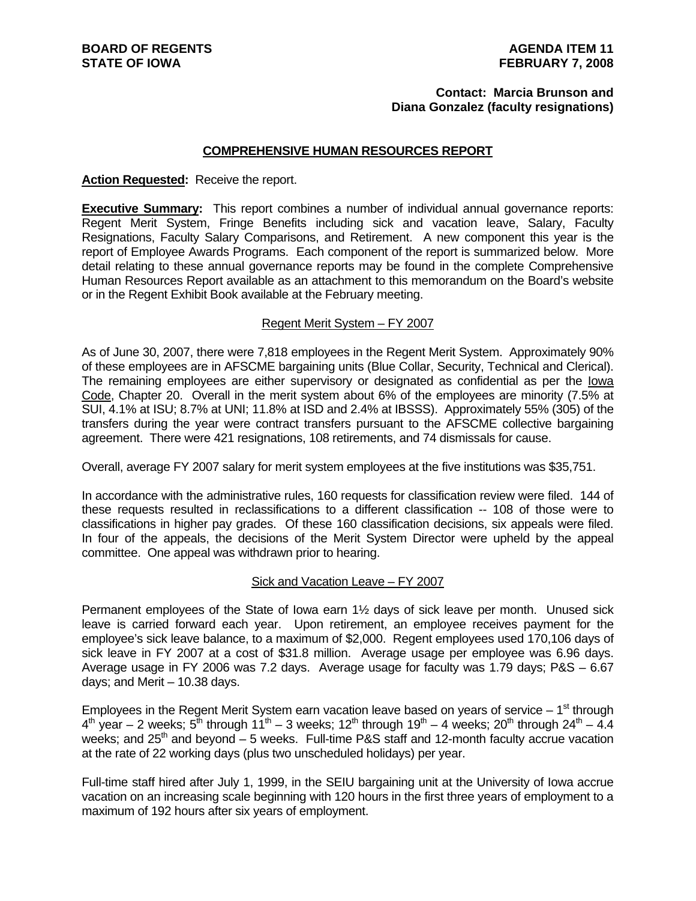**BOARD OF REGENTS**
**STATE OF IOWA**

**AGENDA ITEM 11**
**FEBRUARY 7, 2008**

**Contact: Marcia Brunson and Diana Gonzalez (faculty resignations)**

## COMPREHENSIVE HUMAN RESOURCES REPORT

**Action Requested:** Receive the report.

**Executive Summary:** This report combines a number of individual annual governance reports: Regent Merit System, Fringe Benefits including sick and vacation leave, Salary, Faculty Resignations, Faculty Salary Comparisons, and Retirement. A new component this year is the report of Employee Awards Programs. Each component of the report is summarized below. More detail relating to these annual governance reports may be found in the complete Comprehensive Human Resources Report available as an attachment to this memorandum on the Board's website or in the Regent Exhibit Book available at the February meeting.

### Regent Merit System – FY 2007

As of June 30, 2007, there were 7,818 employees in the Regent Merit System. Approximately 90% of these employees are in AFSCME bargaining units (Blue Collar, Security, Technical and Clerical). The remaining employees are either supervisory or designated as confidential as per the Iowa Code, Chapter 20. Overall in the merit system about 6% of the employees are minority (7.5% at SUI, 4.1% at ISU; 8.7% at UNI; 11.8% at ISD and 2.4% at IBSSS). Approximately 55% (305) of the transfers during the year were contract transfers pursuant to the AFSCME collective bargaining agreement. There were 421 resignations, 108 retirements, and 74 dismissals for cause.

Overall, average FY 2007 salary for merit system employees at the five institutions was $35,751.

In accordance with the administrative rules, 160 requests for classification review were filed. 144 of these requests resulted in reclassifications to a different classification -- 108 of those were to classifications in higher pay grades. Of these 160 classification decisions, six appeals were filed. In four of the appeals, the decisions of the Merit System Director were upheld by the appeal committee. One appeal was withdrawn prior to hearing.

### Sick and Vacation Leave – FY 2007

Permanent employees of the State of Iowa earn 1½ days of sick leave per month. Unused sick leave is carried forward each year. Upon retirement, an employee receives payment for the employee's sick leave balance, to a maximum of $2,000. Regent employees used 170,106 days of sick leave in FY 2007 at a cost of $31.8 million. Average usage per employee was 6.96 days. Average usage in FY 2006 was 7.2 days. Average usage for faculty was 1.79 days; P&S – 6.67 days; and Merit – 10.38 days.

Employees in the Regent Merit System earn vacation leave based on years of service – 1st through 4th year – 2 weeks; 5th through 11th – 3 weeks; 12th through 19th – 4 weeks; 20th through 24th – 4.4 weeks; and 25th and beyond – 5 weeks. Full-time P&S staff and 12-month faculty accrue vacation at the rate of 22 working days (plus two unscheduled holidays) per year.

Full-time staff hired after July 1, 1999, in the SEIU bargaining unit at the University of Iowa accrue vacation on an increasing scale beginning with 120 hours in the first three years of employment to a maximum of 192 hours after six years of employment.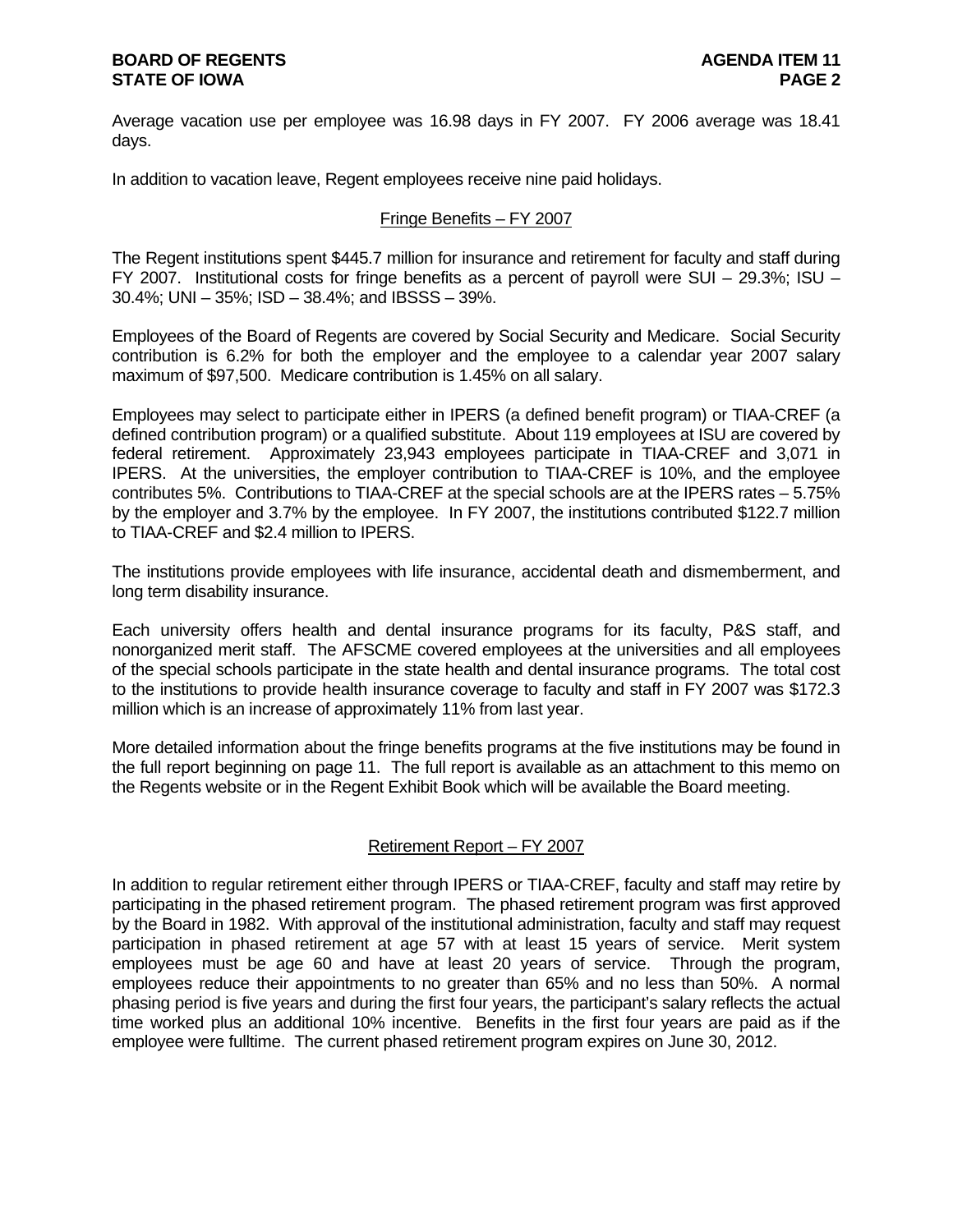Average vacation use per employee was 16.98 days in FY 2007. FY 2006 average was 18.41 days.

In addition to vacation leave, Regent employees receive nine paid holidays.

## Fringe Benefits – FY 2007

The Regent institutions spent $445.7 million for insurance and retirement for faculty and staff during FY 2007. Institutional costs for fringe benefits as a percent of payroll were SUI – 29.3%; ISU – 30.4%; UNI – 35%; ISD – 38.4%; and IBSSS – 39%.

Employees of the Board of Regents are covered by Social Security and Medicare. Social Security contribution is 6.2% for both the employer and the employee to a calendar year 2007 salary maximum of $97,500. Medicare contribution is 1.45% on all salary.

Employees may select to participate either in IPERS (a defined benefit program) or TIAA-CREF (a defined contribution program) or a qualified substitute. About 119 employees at ISU are covered by federal retirement. Approximately 23,943 employees participate in TIAA-CREF and 3,071 in IPERS. At the universities, the employer contribution to TIAA-CREF is 10%, and the employee contributes 5%. Contributions to TIAA-CREF at the special schools are at the IPERS rates – 5.75% by the employer and 3.7% by the employee. In FY 2007, the institutions contributed $122.7 million to TIAA-CREF and $2.4 million to IPERS.

The institutions provide employees with life insurance, accidental death and dismemberment, and long term disability insurance.

Each university offers health and dental insurance programs for its faculty, P&S staff, and nonorganized merit staff. The AFSCME covered employees at the universities and all employees of the special schools participate in the state health and dental insurance programs. The total cost to the institutions to provide health insurance coverage to faculty and staff in FY 2007 was $172.3 million which is an increase of approximately 11% from last year.

More detailed information about the fringe benefits programs at the five institutions may be found in the full report beginning on page 11. The full report is available as an attachment to this memo on the Regents website or in the Regent Exhibit Book which will be available the Board meeting.

## Retirement Report – FY 2007

In addition to regular retirement either through IPERS or TIAA-CREF, faculty and staff may retire by participating in the phased retirement program. The phased retirement program was first approved by the Board in 1982. With approval of the institutional administration, faculty and staff may request participation in phased retirement at age 57 with at least 15 years of service. Merit system employees must be age 60 and have at least 20 years of service. Through the program, employees reduce their appointments to no greater than 65% and no less than 50%. A normal phasing period is five years and during the first four years, the participant's salary reflects the actual time worked plus an additional 10% incentive. Benefits in the first four years are paid as if the employee were fulltime. The current phased retirement program expires on June 30, 2012.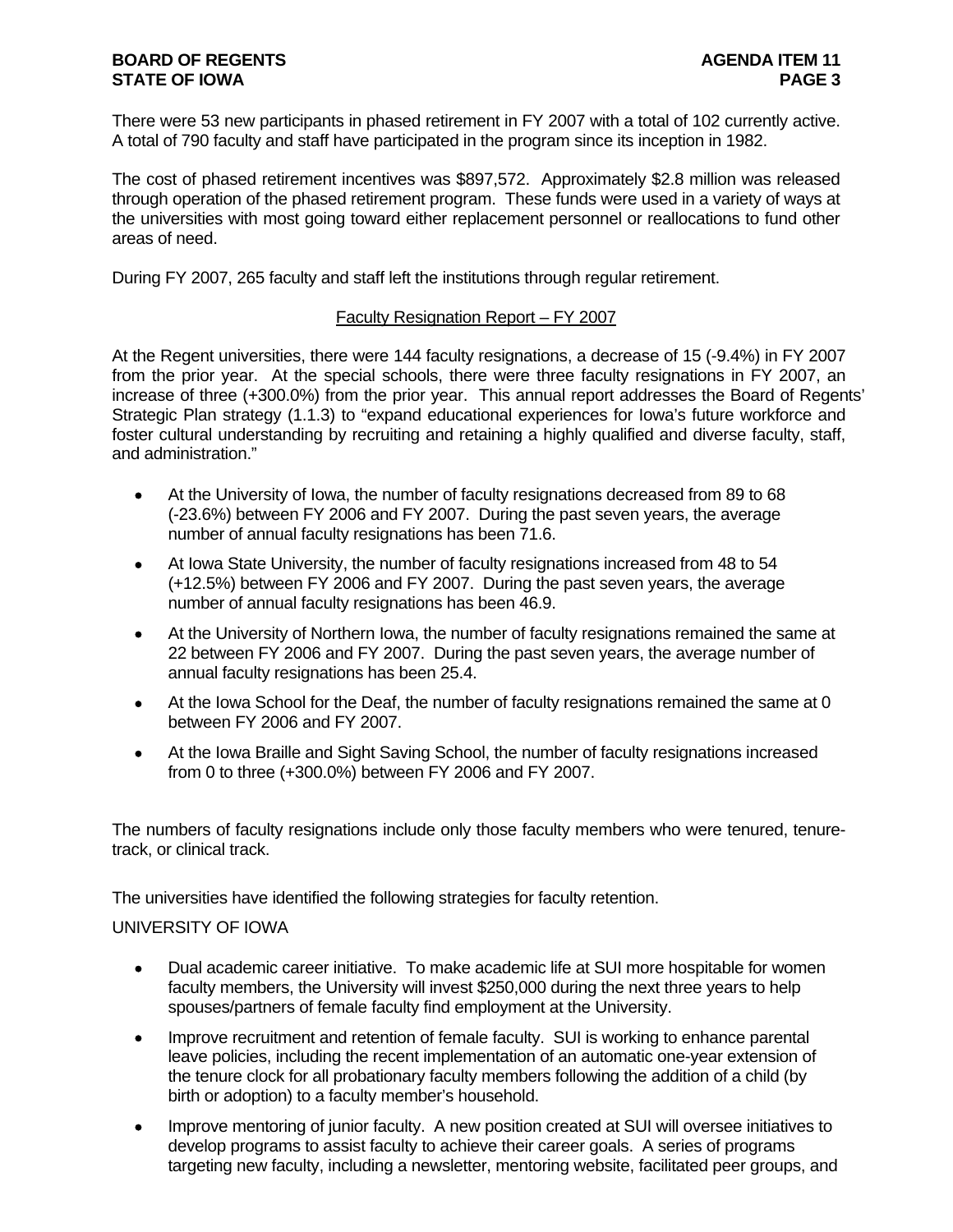There were 53 new participants in phased retirement in FY 2007 with a total of 102 currently active. A total of 790 faculty and staff have participated in the program since its inception in 1982.

The cost of phased retirement incentives was $897,572. Approximately $2.8 million was released through operation of the phased retirement program. These funds were used in a variety of ways at the universities with most going toward either replacement personnel or reallocations to fund other areas of need.

During FY 2007, 265 faculty and staff left the institutions through regular retirement.

## Faculty Resignation Report – FY 2007

At the Regent universities, there were 144 faculty resignations, a decrease of 15 (-9.4%) in FY 2007 from the prior year. At the special schools, there were three faculty resignations in FY 2007, an increase of three (+300.0%) from the prior year. This annual report addresses the Board of Regents' Strategic Plan strategy (1.1.3) to "expand educational experiences for Iowa's future workforce and foster cultural understanding by recruiting and retaining a highly qualified and diverse faculty, staff, and administration."

- At the University of Iowa, the number of faculty resignations decreased from 89 to 68 (-23.6%) between FY 2006 and FY 2007. During the past seven years, the average number of annual faculty resignations has been 71.6.
- At Iowa State University, the number of faculty resignations increased from 48 to 54 (+12.5%) between FY 2006 and FY 2007. During the past seven years, the average number of annual faculty resignations has been 46.9.
- At the University of Northern Iowa, the number of faculty resignations remained the same at 22 between FY 2006 and FY 2007. During the past seven years, the average number of annual faculty resignations has been 25.4.
- At the Iowa School for the Deaf, the number of faculty resignations remained the same at 0 between FY 2006 and FY 2007.
- At the Iowa Braille and Sight Saving School, the number of faculty resignations increased from 0 to three (+300.0%) between FY 2006 and FY 2007.

The numbers of faculty resignations include only those faculty members who were tenured, tenure-track, or clinical track.

The universities have identified the following strategies for faculty retention.

UNIVERSITY OF IOWA

- Dual academic career initiative. To make academic life at SUI more hospitable for women faculty members, the University will invest $250,000 during the next three years to help spouses/partners of female faculty find employment at the University.
- Improve recruitment and retention of female faculty. SUI is working to enhance parental leave policies, including the recent implementation of an automatic one-year extension of the tenure clock for all probationary faculty members following the addition of a child (by birth or adoption) to a faculty member's household.
- Improve mentoring of junior faculty. A new position created at SUI will oversee initiatives to develop programs to assist faculty to achieve their career goals. A series of programs targeting new faculty, including a newsletter, mentoring website, facilitated peer groups, and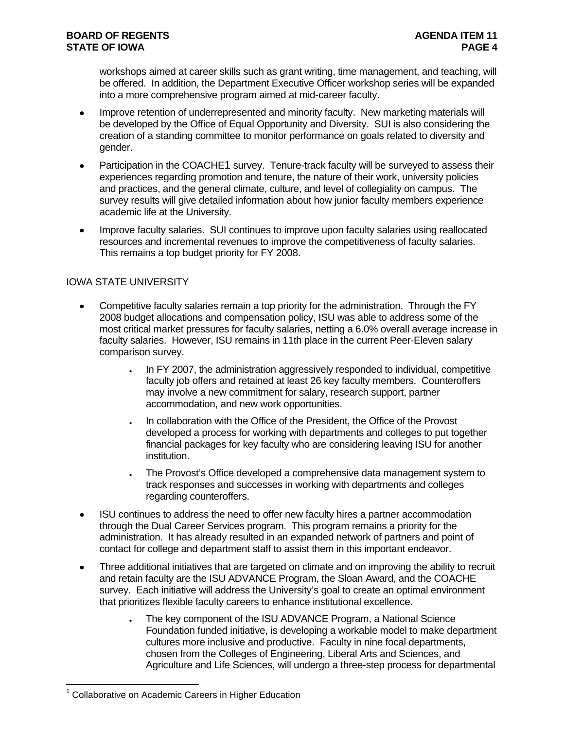workshops aimed at career skills such as grant writing, time management, and teaching, will be offered. In addition, the Department Executive Officer workshop series will be expanded into a more comprehensive program aimed at mid-career faculty.

- Improve retention of underrepresented and minority faculty. New marketing materials will be developed by the Office of Equal Opportunity and Diversity. SUI is also considering the creation of a standing committee to monitor performance on goals related to diversity and gender.
- Participation in the COACHE[1] survey. Tenure-track faculty will be surveyed to assess their experiences regarding promotion and tenure, the nature of their work, university policies and practices, and the general climate, culture, and level of collegiality on campus. The survey results will give detailed information about how junior faculty members experience academic life at the University.
- Improve faculty salaries. SUI continues to improve upon faculty salaries using reallocated resources and incremental revenues to improve the competitiveness of faculty salaries. This remains a top budget priority for FY 2008.

IOWA STATE UNIVERSITY

- Competitive faculty salaries remain a top priority for the administration. Through the FY 2008 budget allocations and compensation policy, ISU was able to address some of the most critical market pressures for faculty salaries, netting a 6.0% overall average increase in faculty salaries. However, ISU remains in 11th place in the current Peer-Eleven salary comparison survey.
    - In FY 2007, the administration aggressively responded to individual, competitive faculty job offers and retained at least 26 key faculty members. Counteroffers may involve a new commitment for salary, research support, partner accommodation, and new work opportunities.
    - In collaboration with the Office of the President, the Office of the Provost developed a process for working with departments and colleges to put together financial packages for key faculty who are considering leaving ISU for another institution.
    - The Provost's Office developed a comprehensive data management system to track responses and successes in working with departments and colleges regarding counteroffers.
- ISU continues to address the need to offer new faculty hires a partner accommodation through the Dual Career Services program. This program remains a priority for the administration. It has already resulted in an expanded network of partners and point of contact for college and department staff to assist them in this important endeavor.
- Three additional initiatives that are targeted on climate and on improving the ability to recruit and retain faculty are the ISU ADVANCE Program, the Sloan Award, and the COACHE survey. Each initiative will address the University's goal to create an optimal environment that prioritizes flexible faculty careers to enhance institutional excellence.
    - The key component of the ISU ADVANCE Program, a National Science Foundation funded initiative, is developing a workable model to make department cultures more inclusive and productive. Faculty in nine focal departments, chosen from the Colleges of Engineering, Liberal Arts and Sciences, and Agriculture and Life Sciences, will undergo a three-step process for departmental

[1] Collaborative on Academic Careers in Higher Education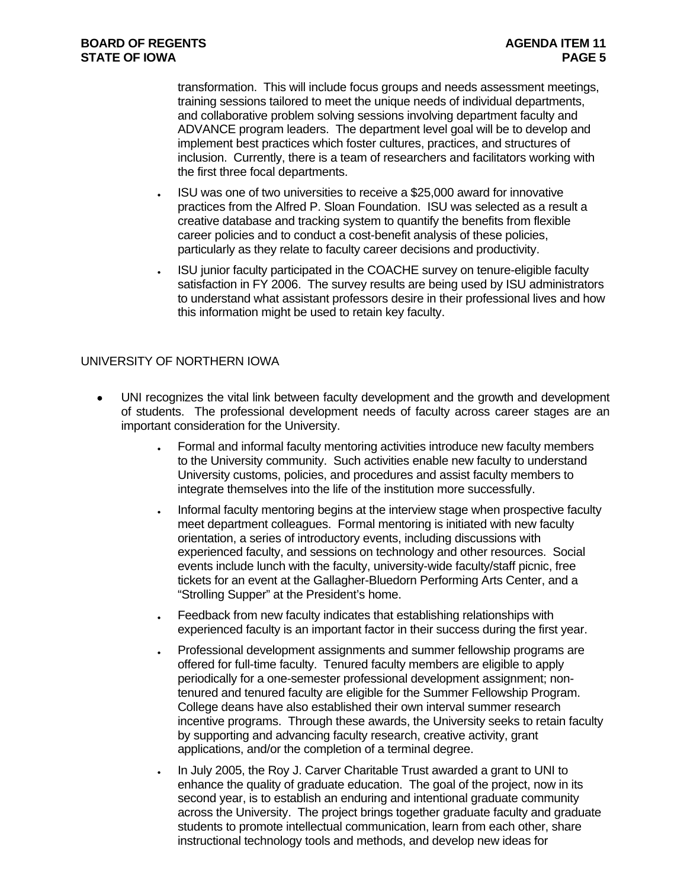transformation. This will include focus groups and needs assessment meetings, training sessions tailored to meet the unique needs of individual departments, and collaborative problem solving sessions involving department faculty and ADVANCE program leaders. The department level goal will be to develop and implement best practices which foster cultures, practices, and structures of inclusion. Currently, there is a team of researchers and facilitators working with the first three focal departments.

- ISU was one of two universities to receive a $25,000 award for innovative practices from the Alfred P. Sloan Foundation. ISU was selected as a result a creative database and tracking system to quantify the benefits from flexible career policies and to conduct a cost-benefit analysis of these policies, particularly as they relate to faculty career decisions and productivity.
- ISU junior faculty participated in the COACHE survey on tenure-eligible faculty satisfaction in FY 2006. The survey results are being used by ISU administrators to understand what assistant professors desire in their professional lives and how this information might be used to retain key faculty.

UNIVERSITY OF NORTHERN IOWA

- UNI recognizes the vital link between faculty development and the growth and development of students. The professional development needs of faculty across career stages are an important consideration for the University.
  - Formal and informal faculty mentoring activities introduce new faculty members to the University community. Such activities enable new faculty to understand University customs, policies, and procedures and assist faculty members to integrate themselves into the life of the institution more successfully.
  - Informal faculty mentoring begins at the interview stage when prospective faculty meet department colleagues. Formal mentoring is initiated with new faculty orientation, a series of introductory events, including discussions with experienced faculty, and sessions on technology and other resources. Social events include lunch with the faculty, university-wide faculty/staff picnic, free tickets for an event at the Gallagher-Bluedorn Performing Arts Center, and a "Strolling Supper" at the President's home.
  - Feedback from new faculty indicates that establishing relationships with experienced faculty is an important factor in their success during the first year.
  - Professional development assignments and summer fellowship programs are offered for full-time faculty. Tenured faculty members are eligible to apply periodically for a one-semester professional development assignment; non-tenured and tenured faculty are eligible for the Summer Fellowship Program. College deans have also established their own interval summer research incentive programs. Through these awards, the University seeks to retain faculty by supporting and advancing faculty research, creative activity, grant applications, and/or the completion of a terminal degree.
  - In July 2005, the Roy J. Carver Charitable Trust awarded a grant to UNI to enhance the quality of graduate education. The goal of the project, now in its second year, is to establish an enduring and intentional graduate community across the University. The project brings together graduate faculty and graduate students to promote intellectual communication, learn from each other, share instructional technology tools and methods, and develop new ideas for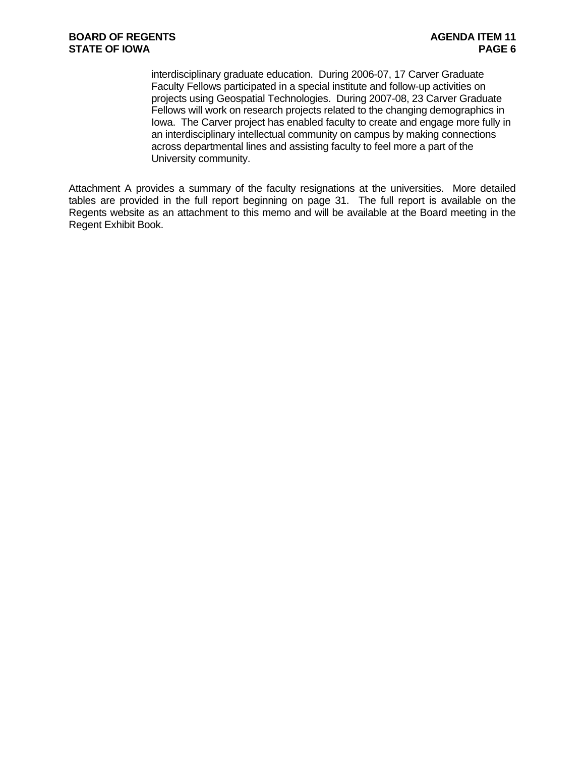interdisciplinary graduate education. During 2006-07, 17 Carver Graduate Faculty Fellows participated in a special institute and follow-up activities on projects using Geospatial Technologies. During 2007-08, 23 Carver Graduate Fellows will work on research projects related to the changing demographics in Iowa. The Carver project has enabled faculty to create and engage more fully in an interdisciplinary intellectual community on campus by making connections across departmental lines and assisting faculty to feel more a part of the University community.

Attachment A provides a summary of the faculty resignations at the universities. More detailed tables are provided in the full report beginning on page 31. The full report is available on the Regents website as an attachment to this memo and will be available at the Board meeting in the Regent Exhibit Book.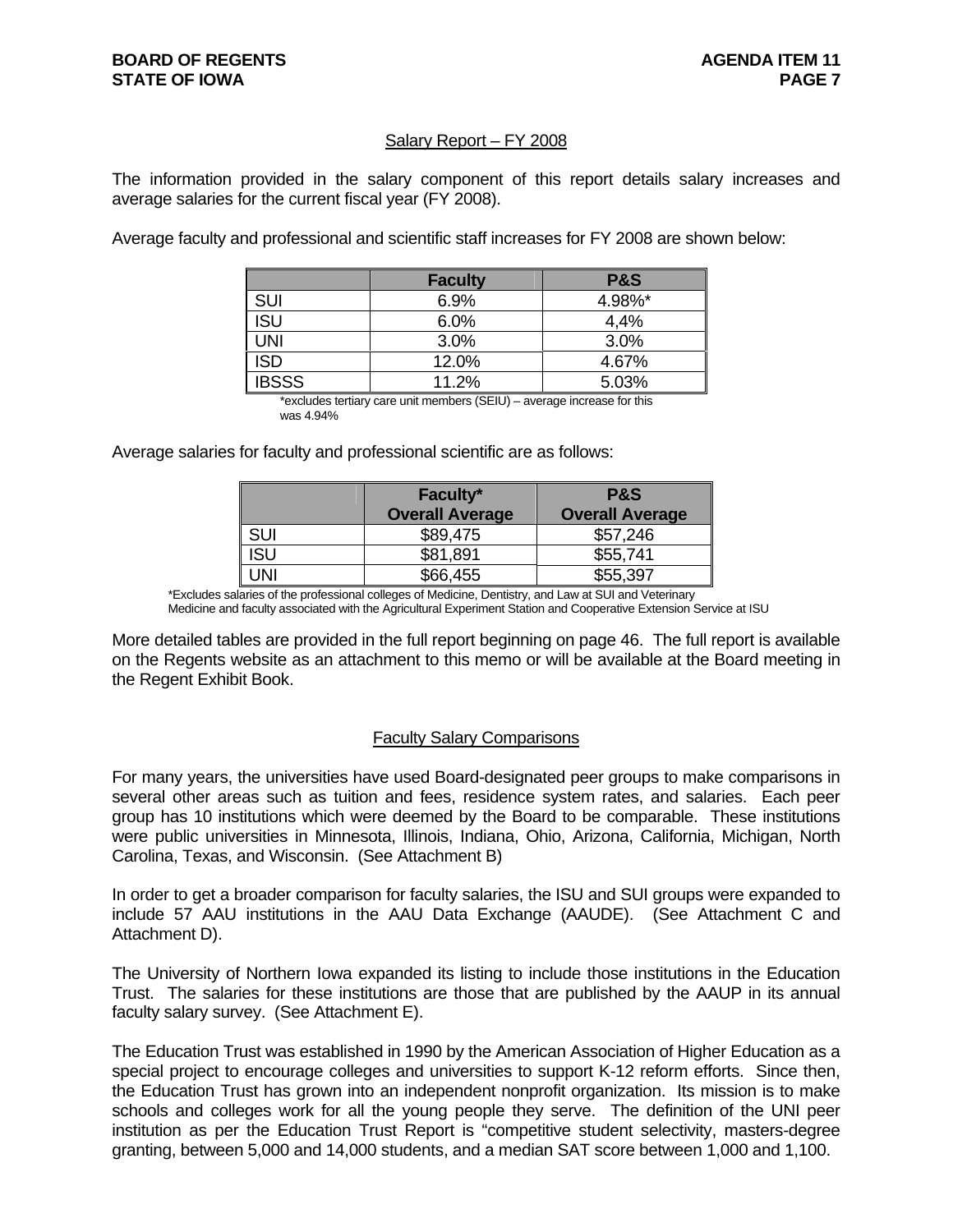## Salary Report – FY 2008

The information provided in the salary component of this report details salary increases and average salaries for the current fiscal year (FY 2008).

Average faculty and professional and scientific staff increases for FY 2008 are shown below:

| | Faculty | P&S |
|---|---|---|
| SUI | 6.9% | 4.98%* |
| ISU | 6.0% | 4,4% |
| UNI | 3.0% | 3.0% |
| ISD | 12.0% | 4.67% |
| IBSSS | 11.2% | 5.03% |

*excludes tertiary care unit members (SEIU) – average increase for this was 4.94%

Average salaries for faculty and professional scientific are as follows:

| | Faculty* Overall Average | P&S Overall Average |
|---|---|---|
| SUI | $89,475 | $57,246 |
| ISU | $81,891 | $55,741 |
| UNI | $66,455 | $55,397 |

*Excludes salaries of the professional colleges of Medicine, Dentistry, and Law at SUI and Veterinary Medicine and faculty associated with the Agricultural Experiment Station and Cooperative Extension Service at ISU

More detailed tables are provided in the full report beginning on page 46. The full report is available on the Regents website as an attachment to this memo or will be available at the Board meeting in the Regent Exhibit Book.

## Faculty Salary Comparisons

For many years, the universities have used Board-designated peer groups to make comparisons in several other areas such as tuition and fees, residence system rates, and salaries. Each peer group has 10 institutions which were deemed by the Board to be comparable. These institutions were public universities in Minnesota, Illinois, Indiana, Ohio, Arizona, California, Michigan, North Carolina, Texas, and Wisconsin. (See Attachment B)

In order to get a broader comparison for faculty salaries, the ISU and SUI groups were expanded to include 57 AAU institutions in the AAU Data Exchange (AAUDE). (See Attachment C and Attachment D).

The University of Northern Iowa expanded its listing to include those institutions in the Education Trust. The salaries for these institutions are those that are published by the AAUP in its annual faculty salary survey. (See Attachment E).

The Education Trust was established in 1990 by the American Association of Higher Education as a special project to encourage colleges and universities to support K-12 reform efforts. Since then, the Education Trust has grown into an independent nonprofit organization. Its mission is to make schools and colleges work for all the young people they serve. The definition of the UNI peer institution as per the Education Trust Report is "competitive student selectivity, masters-degree granting, between 5,000 and 14,000 students, and a median SAT score between 1,000 and 1,100.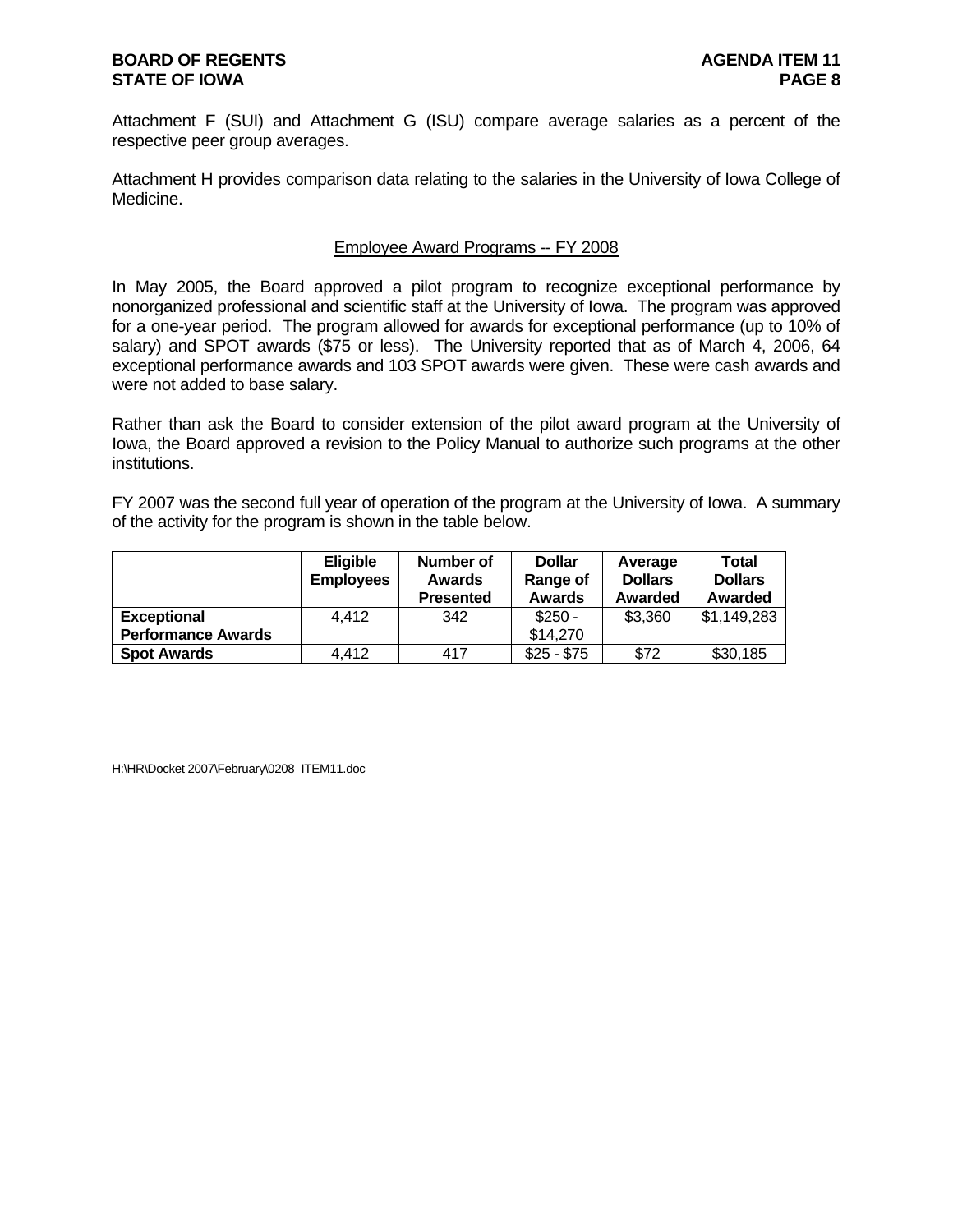Attachment F (SUI) and Attachment G (ISU) compare average salaries as a percent of the respective peer group averages.

Attachment H provides comparison data relating to the salaries in the University of Iowa College of Medicine.

## Employee Award Programs -- FY 2008

In May 2005, the Board approved a pilot program to recognize exceptional performance by nonorganized professional and scientific staff at the University of Iowa. The program was approved for a one-year period. The program allowed for awards for exceptional performance (up to 10% of salary) and SPOT awards ($75 or less). The University reported that as of March 4, 2006, 64 exceptional performance awards and 103 SPOT awards were given. These were cash awards and were not added to base salary.

Rather than ask the Board to consider extension of the pilot award program at the University of Iowa, the Board approved a revision to the Policy Manual to authorize such programs at the other institutions.

FY 2007 was the second full year of operation of the program at the University of Iowa. A summary of the activity for the program is shown in the table below.

| | Eligible Employees | Number of Awards Presented | Dollar Range of Awards | Average Dollars Awarded | Total Dollars Awarded |
|---|---|---|---|---|---|
| **Exceptional Performance Awards** | 4,412 | 342 | $250 - $14,270 | $3,360 | $1,149,283 |
| **Spot Awards** | 4,412 | 417 | $25 - $75 | $72 | $30,185 |

H:\HR\Docket 2007\February\0208_ITEM11.doc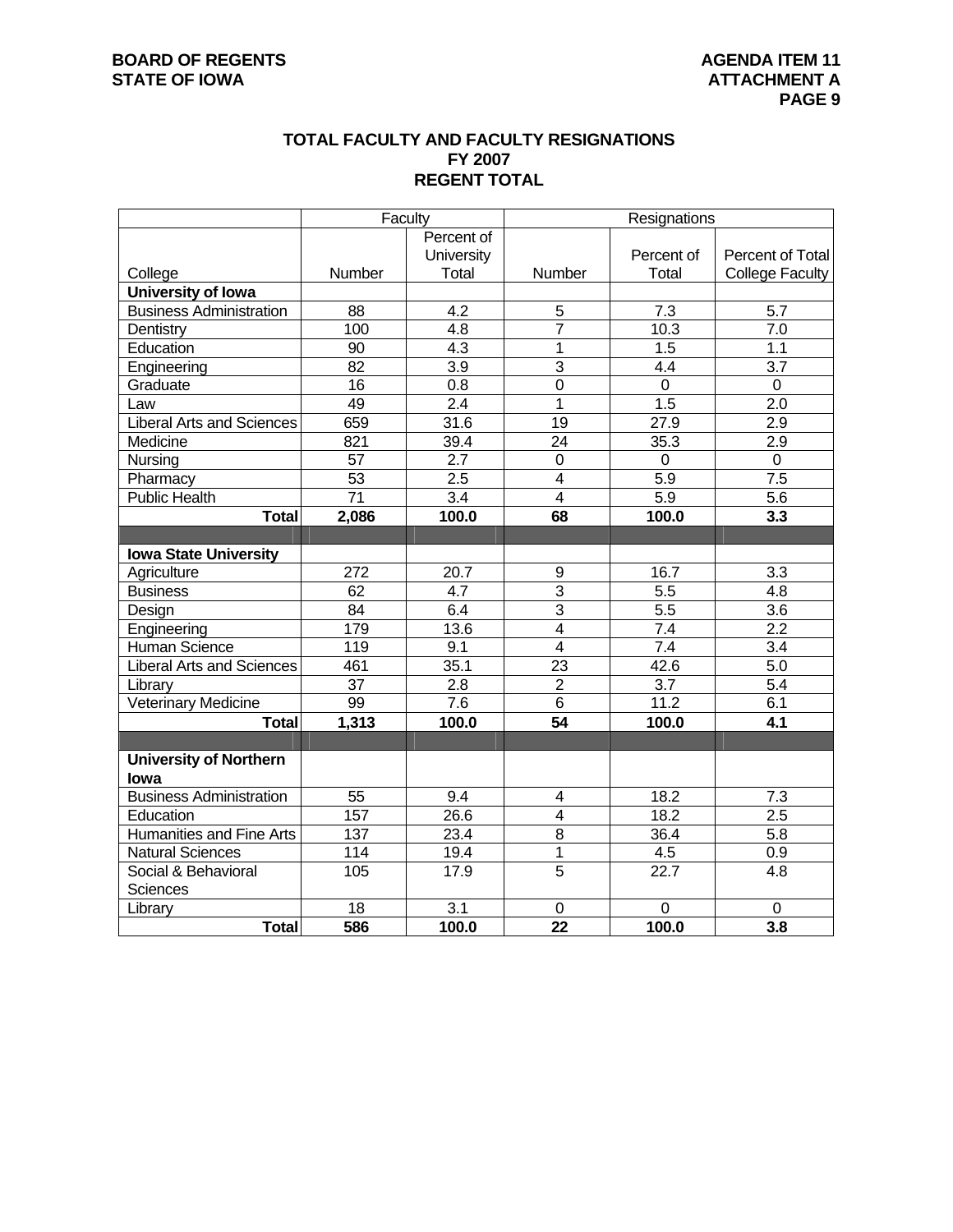BOARD OF REGENTS
STATE OF IOWA

AGENDA ITEM 11
ATTACHMENT A

## TOTAL FACULTY AND FACULTY RESIGNATIONS
## FY 2007
## REGENT TOTAL

| | Faculty | | Resignations | | |
|---|---|---|---|---|---|
| College | Number | Percent of University Total | Number | Percent of Total | Percent of Total College Faculty |
| **University of Iowa** | | | | | |
| Business Administration | 88 | 4.2 | 5 | 7.3 | 5.7 |
| Dentistry | 100 | 4.8 | 7 | 10.3 | 7.0 |
| Education | 90 | 4.3 | 1 | 1.5 | 1.1 |
| Engineering | 82 | 3.9 | 3 | 4.4 | 3.7 |
| Graduate | 16 | 0.8 | 0 | 0 | 0 |
| Law | 49 | 2.4 | 1 | 1.5 | 2.0 |
| Liberal Arts and Sciences | 659 | 31.6 | 19 | 27.9 | 2.9 |
| Medicine | 821 | 39.4 | 24 | 35.3 | 2.9 |
| Nursing | 57 | 2.7 | 0 | 0 | 0 |
| Pharmacy | 53 | 2.5 | 4 | 5.9 | 7.5 |
| Public Health | 71 | 3.4 | 4 | 5.9 | 5.6 |
| **Total** | **2,086** | **100.0** | **68** | **100.0** | **3.3** |
| | | | | | |
| **Iowa State University** | | | | | |
| Agriculture | 272 | 20.7 | 9 | 16.7 | 3.3 |
| Business | 62 | 4.7 | 3 | 5.5 | 4.8 |
| Design | 84 | 6.4 | 3 | 5.5 | 3.6 |
| Engineering | 179 | 13.6 | 4 | 7.4 | 2.2 |
| Human Science | 119 | 9.1 | 4 | 7.4 | 3.4 |
| Liberal Arts and Sciences | 461 | 35.1 | 23 | 42.6 | 5.0 |
| Library | 37 | 2.8 | 2 | 3.7 | 5.4 |
| Veterinary Medicine | 99 | 7.6 | 6 | 11.2 | 6.1 |
| **Total** | **1,313** | **100.0** | **54** | **100.0** | **4.1** |
| | | | | | |
| **University of Northern Iowa** | | | | | |
| Business Administration | 55 | 9.4 | 4 | 18.2 | 7.3 |
| Education | 157 | 26.6 | 4 | 18.2 | 2.5 |
| Humanities and Fine Arts | 137 | 23.4 | 8 | 36.4 | 5.8 |
| Natural Sciences | 114 | 19.4 | 1 | 4.5 | 0.9 |
| Social & Behavioral Sciences | 105 | 17.9 | 5 | 22.7 | 4.8 |
| Library | 18 | 3.1 | 0 | 0 | 0 |
| **Total** | **586** | **100.0** | **22** | **100.0** | **3.8** |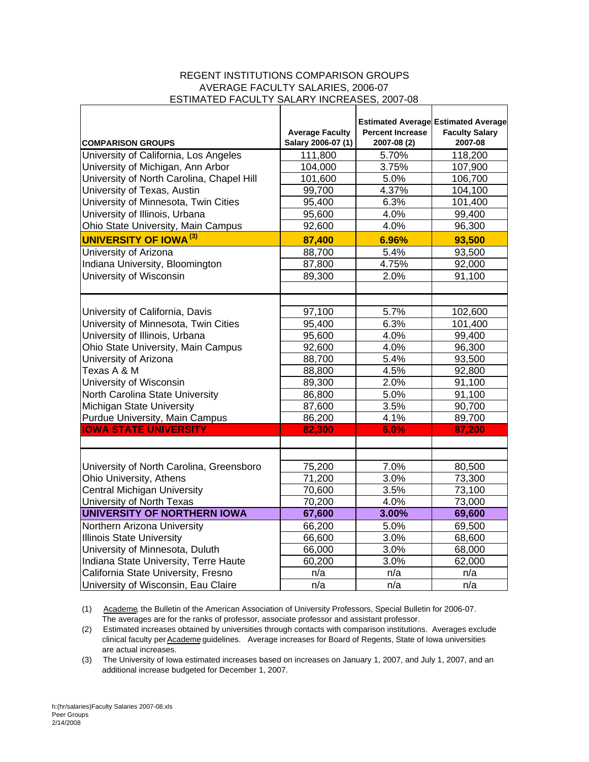# REGENT INSTITUTIONS COMPARISON GROUPS
## AVERAGE FACULTY SALARIES, 2006-07
## ESTIMATED FACULTY SALARY INCREASES, 2007-08

| COMPARISON GROUPS | Average Faculty Salary 2006-07 (1) | Estimated Average Percent Increase 2007-08 (2) | Estimated Average Faculty Salary 2007-08 |
|---|---|---|---|
| University of California, Los Angeles | 111,800 | 5.70% | 118,200 |
| University of Michigan, Ann Arbor | 104,000 | 3.75% | 107,900 |
| University of North Carolina, Chapel Hill | 101,600 | 5.0% | 106,700 |
| University of Texas, Austin | 99,700 | 4.37% | 104,100 |
| University of Minnesota, Twin Cities | 95,400 | 6.3% | 101,400 |
| University of Illinois, Urbana | 95,600 | 4.0% | 99,400 |
| Ohio State University, Main Campus | 92,600 | 4.0% | 96,300 |
| **UNIVERSITY OF IOWA (3)** | **87,400** | **6.96%** | **93,500** |
| University of Arizona | 88,700 | 5.4% | 93,500 |
| Indiana University, Bloomington | 87,800 | 4.75% | 92,000 |
| University of Wisconsin | 89,300 | 2.0% | 91,100 |
| | | | |
| | | | |
| University of California, Davis | 97,100 | 5.7% | 102,600 |
| University of Minnesota, Twin Cities | 95,400 | 6.3% | 101,400 |
| University of Illinois, Urbana | 95,600 | 4.0% | 99,400 |
| Ohio State University, Main Campus | 92,600 | 4.0% | 96,300 |
| University of Arizona | 88,700 | 5.4% | 93,500 |
| Texas A & M | 88,800 | 4.5% | 92,800 |
| University of Wisconsin | 89,300 | 2.0% | 91,100 |
| North Carolina State University | 86,800 | 5.0% | 91,100 |
| Michigan State University | 87,600 | 3.5% | 90,700 |
| Purdue University, Main Campus | 86,200 | 4.1% | 89,700 |
| **IOWA STATE UNIVERSITY** | **82,300** | **6.0%** | **87,200** |
| | | | |
| | | | |
| University of North Carolina, Greensboro | 75,200 | 7.0% | 80,500 |
| Ohio University, Athens | 71,200 | 3.0% | 73,300 |
| Central Michigan University | 70,600 | 3.5% | 73,100 |
| University of North Texas | 70,200 | 4.0% | 73,000 |
| **UNIVERSITY OF NORTHERN IOWA** | **67,600** | **3.00%** | **69,600** |
| Northern Arizona University | 66,200 | 5.0% | 69,500 |
| Illinois State University | 66,600 | 3.0% | 68,600 |
| University of Minnesota, Duluth | 66,000 | 3.0% | 68,000 |
| Indiana State University, Terre Haute | 60,200 | 3.0% | 62,000 |
| California State University, Fresno | n/a | n/a | n/a |
| University of Wisconsin, Eau Claire | n/a | n/a | n/a |

(1) Academe, the Bulletin of the American Association of University Professors, Special Bulletin for 2006-07. The averages are for the ranks of professor, associate professor and assistant professor.

(2) Estimated increases obtained by universities through contacts with comparison institutions. Averages exclude clinical faculty per Academe guidelines. Average increases for Board of Regents, State of Iowa universities are actual increases.

(3) The University of Iowa estimated increases based on increases on January 1, 2007, and July 1, 2007, and an additional increase budgeted for December 1, 2007.

h:(hr/salaries)Faculty Salaries 2007-08.xls
Peer Groups
2/14/2008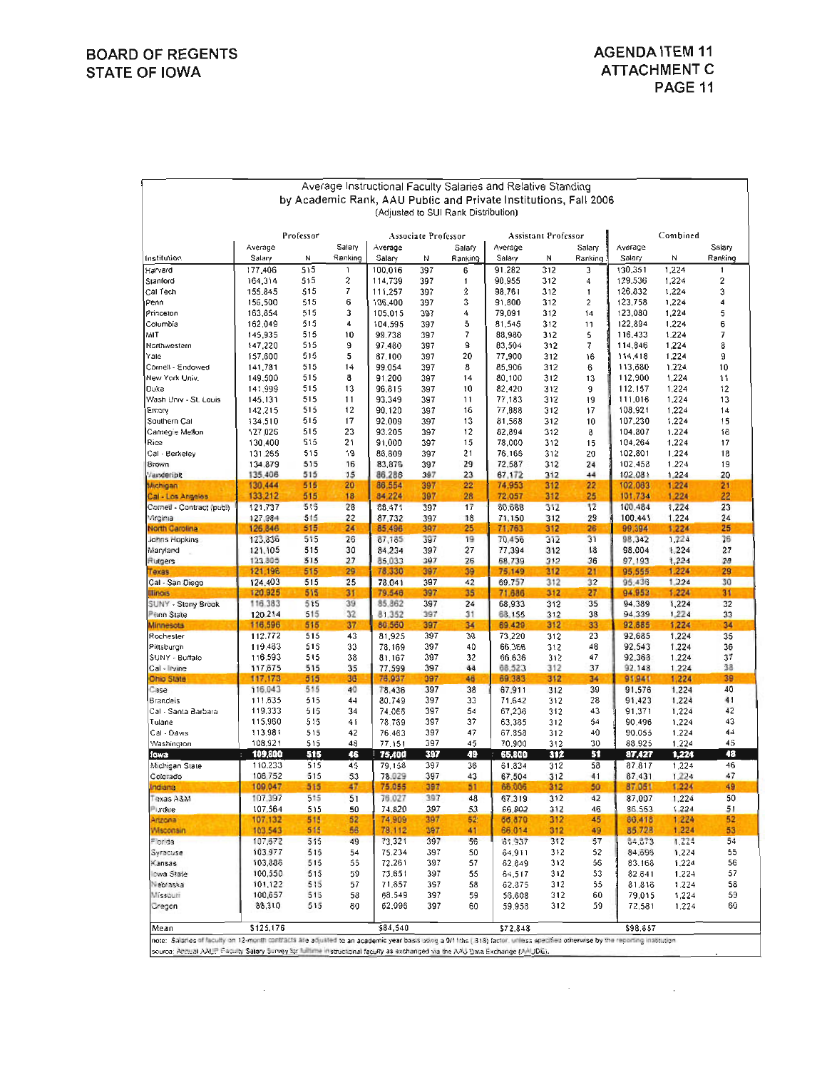BOARD OF REGENTS
STATE OF IOWA

AGENDA ITEM 11
ATTACHMENT C
PAGE 11

Average Instructional Faculty Salaries and Relative Standing
by Academic Rank, AAU Public and Private Institutions, Fall 2006
(Adjusted to SUI Rank Distribution)

| Institution | Professor | | | Associate Professor | | | Assistant Professor | | | Combined | | |
|---|---|---|---|---|---|---|---|---|---|---|---|---|
| | Average Salary | N | Salary Ranking | Average Salary | N | Salary Ranking | Average Salary | N | Salary Ranking | Average Salary | N | Salary Ranking |
| Harvard | 177,406 | 515 | 1 | 100,016 | 397 | 6 | 91,282 | 312 | 3 | 130,351 | 1,224 | 1 |
| Stanford | 164,314 | 515 | 2 | 114,739 | 397 | 1 | 90,955 | 312 | 4 | 129,536 | 1,224 | 2 |
| Cal Tech | 155,845 | 515 | 7 | 111,257 | 397 | 2 | 98,761 | 312 | 1 | 126,832 | 1,224 | 3 |
| Penn | 156,500 | 515 | 6 | 106,400 | 397 | 3 | 91,800 | 312 | 2 | 123,758 | 1,224 | 4 |
| Princeton | 163,654 | 515 | 3 | 105,015 | 397 | 4 | 79,091 | 312 | 14 | 123,080 | 1,224 | 5 |
| Columbia | 162,049 | 515 | 4 | 104,595 | 397 | 5 | 81,545 | 312 | 11 | 122,894 | 1,224 | 6 |
| MIT | 145,935 | 515 | 10 | 99,738 | 397 | 7 | 88,980 | 312 | 5 | 116,433 | 1,224 | 7 |
| Northwestern | 147,220 | 515 | 9 | 97,480 | 397 | 9 | 83,504 | 312 | 7 | 114,846 | 1,224 | 8 |
| Yale | 157,600 | 515 | 5 | 87,100 | 397 | 20 | 77,900 | 312 | 16 | 114,418 | 1,224 | 9 |
| Cornell - Endowed | 141,781 | 515 | 14 | 99,054 | 397 | 8 | 85,906 | 312 | 6 | 113,680 | 1,224 | 10 |
| New York Univ. | 149,500 | 515 | 8 | 91,200 | 397 | 14 | 80,100 | 312 | 13 | 112,900 | 1,224 | 11 |
| Duke | 141,999 | 515 | 13 | 96,815 | 397 | 10 | 82,420 | 312 | 9 | 112,157 | 1,224 | 12 |
| Wash Univ - St. Louis | 145,131 | 515 | 11 | 93,349 | 397 | 11 | 77,183 | 312 | 19 | 111,016 | 1,224 | 13 |
| Emory | 142,215 | 515 | 12 | 90,120 | 397 | 16 | 77,888 | 312 | 17 | 108,921 | 1,224 | 14 |
| Southern Cal | 134,510 | 515 | 17 | 92,009 | 397 | 13 | 81,568 | 312 | 10 | 107,230 | 1,224 | 15 |
| Carnegie Mellon | 127,026 | 515 | 23 | 93,205 | 397 | 12 | 82,894 | 312 | 8 | 104,807 | 1,224 | 16 |
| Rice | 130,400 | 515 | 21 | 91,000 | 397 | 15 | 78,000 | 312 | 15 | 104,264 | 1,224 | 17 |
| Cal - Berkeley | 131,265 | 515 | 19 | 86,809 | 397 | 21 | 76,166 | 312 | 20 | 102,801 | 1,224 | 18 |
| Brown | 134,879 | 515 | 16 | 83,876 | 397 | 29 | 72,587 | 312 | 24 | 102,458 | 1,224 | 19 |
| Vanderbilt | 135,406 | 515 | 15 | 86,286 | 397 | 23 | 67,172 | 312 | 44 | 102,081 | 1,224 | 20 |
| **Michigan** | **130,444** | **515** | **20** | **86,554** | **397** | **22** | **74,953** | **312** | **22** | **102,063** | **1,224** | **21** |
| **Cal - Los Angeles** | **133,212** | **515** | **18** | **84,224** | **397** | **28** | **72,057** | **312** | **25** | **101,734** | **1,224** | **22** |
| Cornell - Contract (publ) | 121,737 | 515 | 28 | 88,471 | 397 | 17 | 80,668 | 312 | 12 | 100,484 | 1,224 | 23 |
| Virginia | 127,384 | 515 | 22 | 87,732 | 397 | 18 | 71,150 | 312 | 29 | 100,441 | 1,224 | 24 |
| **North Carolina** | **126,846** | **515** | **24** | **85,496** | **397** | **25** | **71,763** | **312** | **26** | **99,394** | **1,224** | **25** |
| Johns Hopkins | 123,836 | 515 | 26 | 87,185 | 397 | 19 | 70,456 | 312 | 31 | 98,342 | 1,224 | 26 |
| Maryland | 121,105 | 515 | 30 | 84,234 | 397 | 27 | 77,394 | 312 | 18 | 98,004 | 1,224 | 27 |
| Rutgers | 123,305 | 515 | 27 | 85,033 | 397 | 26 | 68,739 | 312 | 36 | 97,193 | 1,224 | 28 |
| **Texas** | **121,196** | **515** | **29** | **78,330** | **397** | **39** | **75,149** | **312** | **21** | **95,555** | **1,224** | **29** |
| Cal - San Diego | 124,403 | 515 | 25 | 78,041 | 397 | 42 | 69,757 | 312 | 32 | 95,436 | 1,224 | 30 |
| **Illinois** | **120,925** | **515** | **31** | **79,546** | **397** | **35** | **71,686** | **312** | **27** | **94,953** | **1,224** | **31** |
| SUNY - Stony Brook | 116,383 | 515 | 39 | 85,862 | 397 | 24 | 68,933 | 312 | 35 | 94,389 | 1,224 | 32 |
| Penn State | 120,214 | 515 | 32 | 81,352 | 397 | 31 | 68,155 | 312 | 38 | 94,339 | 1,224 | 33 |
| **Minnesota** | **116,596** | **515** | **37** | **80,560** | **397** | **34** | **69,429** | **312** | **33** | **92,885** | **1,224** | **34** |
| Rochester | 112,772 | 515 | 43 | 81,925 | 397 | 30 | 73,220 | 312 | 23 | 92,685 | 1,224 | 35 |
| Pittsburgh | 119,483 | 515 | 33 | 78,169 | 397 | 40 | 66,366 | 312 | 48 | 92,543 | 1,224 | 36 |
| SUNY - Buffalo | 116,593 | 515 | 38 | 81,167 | 397 | 32 | 66,636 | 312 | 47 | 92,368 | 1,224 | 37 |
| Cal - Irvine | 117,675 | 515 | 35 | 77,599 | 397 | 44 | 68,523 | 312 | 37 | 92,148 | 1,224 | 38 |
| **Ohio State** | **117,173** | **515** | **36** | **76,937** | **397** | **46** | **69,383** | **312** | **34** | **91,941** | **1,224** | **39** |
| Case | 116,043 | 515 | 40 | 78,436 | 397 | 38 | 67,911 | 312 | 39 | 91,576 | 1,224 | 40 |
| Brandeis | 111,635 | 515 | 44 | 80,749 | 397 | 33 | 71,642 | 312 | 28 | 91,423 | 1,224 | 41 |
| Cal - Santa Barbara | 119,333 | 515 | 34 | 74,066 | 397 | 54 | 67,236 | 312 | 43 | 91,371 | 1,224 | 42 |
| Tulane | 115,950 | 515 | 41 | 78,769 | 397 | 37 | 63,385 | 312 | 54 | 90,496 | 1,224 | 43 |
| Cal - Davis | 113,981 | 515 | 42 | 76,463 | 397 | 47 | 67,858 | 312 | 40 | 90,055 | 1,224 | 44 |
| Washington | 108,921 | 515 | 48 | 77,151 | 397 | 45 | 70,900 | 312 | 30 | 88,925 | 1,224 | 45 |
| **Iowa** | **109,600** | **515** | **46** | **75,400** | **397** | **49** | **65,800** | **312** | **51** | **87,427** | **1,224** | **48** |
| Michigan State | 110,233 | 515 | 45 | 79,158 | 397 | 36 | 61,834 | 312 | 58 | 87,817 | 1,224 | 46 |
| Colorado | 106,752 | 515 | 53 | 78,029 | 397 | 43 | 67,504 | 312 | 41 | 87,431 | 1,224 | 47 |
| **Indiana** | **109,047** | **515** | **47** | **75,055** | **397** | **51** | **66,006** | **312** | **50** | **87,051** | **1,224** | **49** |
| Texas A&M | 107,397 | 515 | 51 | 78,027 | 397 | 48 | 67,319 | 312 | 42 | 87,007 | 1,224 | 50 |
| Purdue | 107,564 | 515 | 50 | 74,820 | 397 | 53 | 66,802 | 312 | 46 | 86,553 | 1,224 | 51 |
| **Arizona** | **107,132** | **515** | **52** | **74,909** | **397** | **52** | **66,870** | **312** | **45** | **86,418** | **1,224** | **52** |
| **Wisconsin** | **103,543** | **515** | **56** | **78,112** | **397** | **41** | **66,014** | **312** | **49** | **85,728** | **1,224** | **53** |
| Florida | 107,672 | 515 | 49 | 73,321 | 397 | 56 | 61,937 | 312 | 57 | 84,873 | 1,224 | 54 |
| Syracuse | 103,977 | 515 | 54 | 75,234 | 397 | 50 | 64,911 | 312 | 52 | 84,696 | 1,224 | 55 |
| Kansas | 103,886 | 515 | 55 | 72,261 | 397 | 57 | 62,849 | 312 | 56 | 83,168 | 1,224 | 56 |
| Iowa State | 100,550 | 515 | 59 | 73,651 | 397 | 55 | 64,517 | 312 | 53 | 82,641 | 1,224 | 57 |
| Nebraska | 101,122 | 515 | 57 | 71,657 | 397 | 58 | 62,375 | 312 | 55 | 81,816 | 1,224 | 58 |
| Missouri | 100,657 | 515 | 58 | 68,549 | 397 | 59 | 56,608 | 312 | 60 | 79,015 | 1,224 | 59 |
| Oregon | 88,310 | 515 | 60 | 62,096 | 397 | 60 | 59,958 | 312 | 59 | 72,581 | 1,224 | 60 |
| Mean | $125,176 | | | $84,540 | | | $72,848 | | | $98,657 | | |

note: Salaries of faculty on 12-month contracts are adjusted to an academic year basis using a 9/11ths (.818) factor, unless specified otherwise by the reporting institution.
source: Annual AAUP Faculty Salary Survey for fulltime instructional faculty as exchanged via the AAU Data Exchange (AAUDE).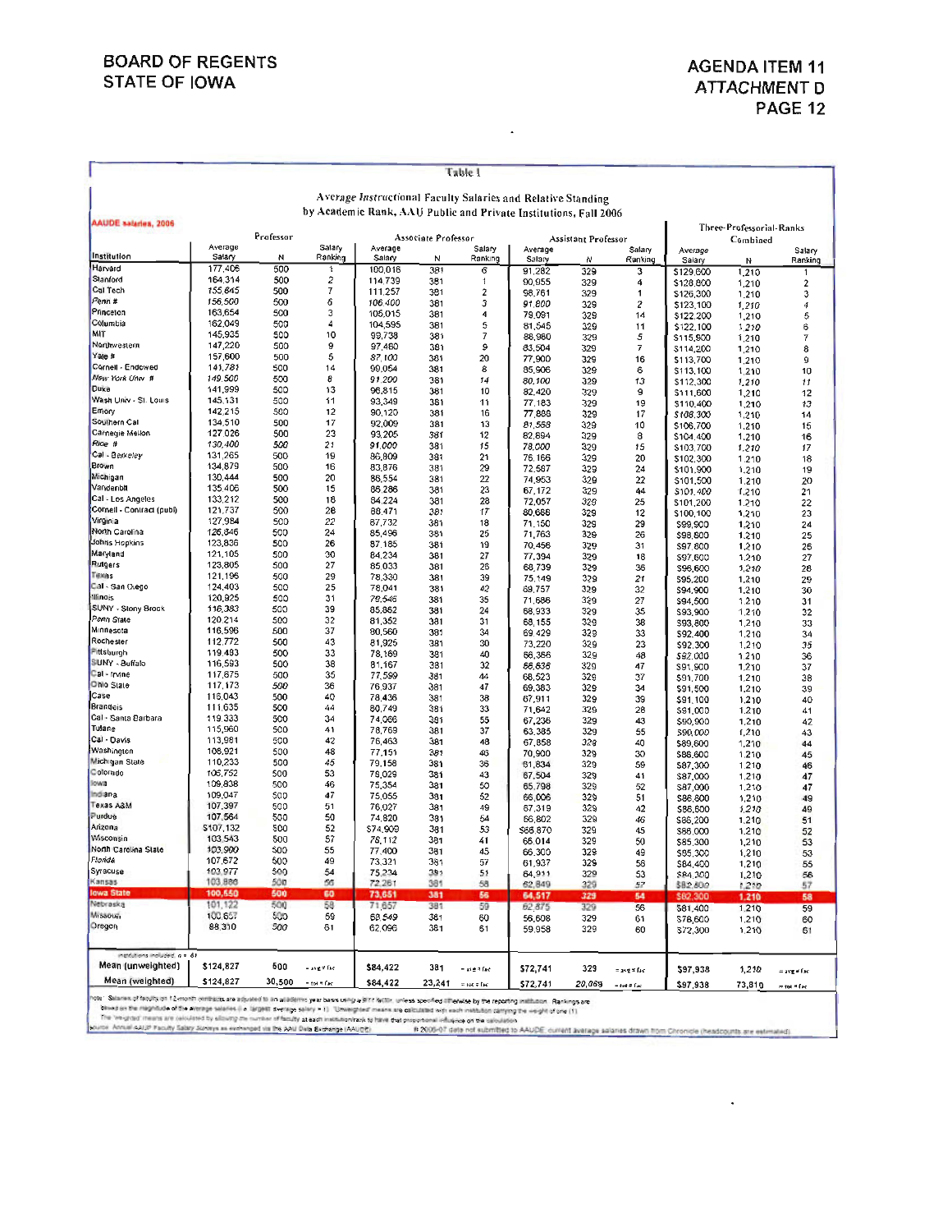BOARD OF REGENTS
STATE OF IOWA

AGENDA ITEM 11
ATTACHMENT D

## Table 1

### Average *Instructional* Faculty Salaries and Relative Standing by Academic Rank, AAU Public and Private Institutions, Fall 2006

AAUDE salaries, 2006

| Institution | Professor Average Salary | Professor N | Professor Salary Ranking | Associate Professor Average Salary | Associate Professor N | Associate Professor Salary Ranking | Assistant Professor Average Salary | Assistant Professor N | Assistant Professor Salary Ranking | Three-Professorial-Ranks Combined Average Salary | Three-Professorial-Ranks Combined N | Three-Professorial-Ranks Combined Salary Ranking |
|---|---|---|---|---|---|---|---|---|---|---|---|---|
| Harvard | 177,406 | 500 | 1 | 100,018 | 381 | 6 | 91,282 | 329 | 3 | $129,600 | 1,210 | 1 |
| Stanford | 164,314 | 500 | 2 | 114,739 | 381 | 1 | 90,955 | 329 | 4 | $128,800 | 1,210 | 2 |
| Cal Tech | 155,845 | 500 | 7 | 111,257 | 381 | 2 | 98,761 | 329 | 1 | $126,300 | 1,210 | 3 |
| *Penn #* | *156,500* | 500 | *6* | *106,400* | 381 | *3* | *91,800* | 329 | *2* | $123,100 | *1,210* | *4* |
| Princeton | 163,654 | 500 | 3 | 105,015 | 381 | 4 | 79,091 | 329 | 14 | $122,200 | 1,210 | 5 |
| Columbia | 162,049 | 500 | 4 | 104,595 | 381 | 5 | 81,545 | 329 | 11 | $122,100 | *1,210* | 6 |
| MIT | 145,935 | 500 | 10 | 99,738 | 381 | 7 | 86,980 | 329 | 5 | $115,900 | 1,210 | 7 |
| Northwestern | 147,220 | 500 | 9 | 97,460 | 381 | 9 | 83,504 | 329 | 7 | $114,200 | 1,210 | 8 |
| Yale # | 157,600 | 500 | 5 | *87,100* | 381 | 20 | 77,900 | 329 | 16 | $113,700 | 1,210 | 9 |
| Cornell - Endowed | 141,781 | 500 | 14 | 99,054 | 381 | 8 | 85,906 | 329 | 6 | $113,100 | 1,210 | 10 |
| *New York Univ #* | *149,500* | 500 | *8* | *91,200* | 381 | *14* | *80,100* | 329 | *13* | $112,300 | *1,210* | *11* |
| Duke | 141,999 | 500 | 13 | 96,815 | 381 | 10 | 82,420 | 329 | 9 | $111,600 | 1,210 | 12 |
| Wash Univ - St. Louis | 145,131 | 500 | 11 | 93,349 | 381 | 11 | 77,183 | 329 | 19 | $110,400 | 1,210 | *13* |
| Emory | 142,215 | 500 | 12 | 90,120 | 381 | 16 | 77,688 | 329 | 17 | *$108,300* | 1,210 | 14 |
| Southern Cal | 134,510 | 500 | 17 | 92,009 | 381 | 13 | *81,559* | 329 | 10 | $106,700 | 1,210 | 15 |
| Carnegie Mellon | 127,026 | 500 | 23 | 93,205 | *381* | 12 | 82,894 | 329 | 8 | $104,400 | 1,210 | 16 |
| *Rice #* | *130,400* | *500* | *21* | *91,000* | 381 | *15* | *78,000* | 329 | *15* | $103,700 | *1,210* | *17* |
| *Cal - Berkeley* | 131,265 | 500 | 19 | 86,809 | 381 | 21 | 76,166 | 329 | 20 | $102,300 | 1,210 | 18 |
| Brown | 134,879 | 500 | 16 | 83,876 | 381 | 29 | 72,587 | 329 | 24 | $101,900 | 1,210 | 19 |
| Michigan | 130,444 | 500 | 20 | 86,554 | 381 | 22 | 74,953 | 329 | 22 | $101,500 | 1,210 | 20 |
| Vanderbilt | 135,406 | 500 | 15 | 86,286 | 381 | 23 | 67,172 | 329 | 44 | *$101,400* | *1,210* | 21 |
| Cal - Los Angeles | 133,212 | 500 | 18 | 84,224 | 381 | 28 | 72,057 | *329* | 25 | $101,200 | 1,210 | 22 |
| Cornell - Contract (publ) | 121,737 | 500 | 28 | 88,471 | *381* | *17* | 80,688 | 329 | 12 | $100,100 | 1,210 | 23 |
| Virginia | 127,984 | 500 | *22* | 87,732 | 381 | 18 | 71,150 | 329 | 29 | $99,900 | 1,210 | 24 |
| North Carolina | 126,846 | 500 | 24 | 85,496 | 381 | 25 | 71,763 | 329 | 26 | $98,800 | 1,210 | 25 |
| Johns Hopkins | 123,836 | 500 | 26 | 87,185 | 381 | 19 | 70,456 | 329 | 31 | $97,800 | 1,210 | 26 |
| Maryland | 121,105 | 500 | 30 | 84,234 | 381 | 27 | 77,394 | 329 | 18 | $97,600 | 1,210 | 27 |
| Rutgers | 123,805 | 500 | 27 | 85,033 | 381 | 26 | 68,739 | 329 | 36 | $96,600 | *1,210* | 28 |
| Texas | 121,196 | 500 | 29 | 78,330 | 381 | 39 | 75,149 | 329 | *21* | $95,200 | 1,210 | 29 |
| Cal - San Diego | 124,403 | 500 | 25 | 78,041 | 381 | *42* | 69,757 | 329 | 32 | $94,900 | 1,210 | 30 |
| Illinois | 120,925 | 500 | 31 | 79,546 | 381 | 35 | 71,686 | 329 | 27 | $94,500 | 1,210 | 31 |
| SUNY - Stony Brook | 116,383 | 500 | 39 | 85,862 | 381 | 24 | 68,933 | 329 | 35 | $93,900 | 1,210 | 32 |
| *Penn State* | 120,214 | 500 | 32 | 81,352 | 381 | 31 | 68,155 | 329 | 38 | $93,800 | 1,210 | 33 |
| Minnesota | 116,596 | 500 | 37 | 80,560 | 381 | 34 | 69,429 | 329 | 33 | $92,400 | 1,210 | 34 |
| Rochester | 112,772 | 500 | 43 | 81,925 | 381 | 30 | 73,220 | 329 | 23 | $92,300 | 1,210 | *35* |
| Pittsburgh | 119,483 | 500 | 33 | 78,169 | 381 | 40 | 66,366 | 329 | 48 | *$92,000* | 1,210 | 36 |
| SUNY - Buffalo | 116,593 | 500 | 38 | 81,167 | 381 | 32 | *66,636* | 329 | 47 | $91,900 | 1,210 | 37 |
| Cal - Irvine | 117,675 | 500 | 35 | 77,599 | 381 | 44 | 68,523 | 329 | 37 | $91,700 | 1,210 | 38 |
| Ohio State | 117,173 | *500* | 36 | 76,937 | 381 | 47 | 69,383 | 329 | 34 | $91,500 | 1,210 | 39 |
| Case | 116,043 | 500 | 40 | 78,436 | 381 | 38 | 67,911 | 329 | 39 | $91,100 | 1,210 | 40 |
| Brandeis | 111,635 | 500 | 44 | 80,749 | 381 | 33 | 71,642 | 329 | 28 | $91,000 | 1,210 | 41 |
| Cal - Santa Barbara | 119,333 | 500 | 34 | 74,066 | 381 | 55 | 67,236 | 329 | 43 | $90,900 | 1,210 | 42 |
| Tulane | 115,960 | 500 | 41 | 78,769 | 381 | 37 | 63,385 | 329 | 55 | $90,000 | *1,210* | 43 |
| Cal - Davis | 113,981 | 500 | 42 | 76,463 | 381 | 48 | 67,858 | *329* | 40 | $89,600 | 1,210 | 44 |
| Washington | 106,921 | 500 | 48 | 77,151 | *381* | 46 | 70,900 | 329 | 30 | $88,600 | 1,210 | 45 |
| Michigan State | 110,233 | 500 | 45 | 79,158 | 381 | 36 | 61,834 | 329 | 59 | $87,300 | 1,210 | 46 |
| Colorado | 106,752 | 500 | 53 | 78,029 | 381 | 43 | 67,504 | 329 | 41 | $87,000 | 1,210 | 47 |
| Iowa | 109,838 | 500 | 46 | 75,354 | 381 | 50 | 65,798 | 329 | 52 | $87,000 | 1,210 | 47 |
| Indiana | 109,047 | 500 | 47 | 75,055 | 381 | 52 | 66,006 | 329 | 51 | $86,600 | 1,210 | 49 |
| Texas A&M | 107,397 | 500 | 51 | 76,027 | 381 | 49 | 67,319 | 329 | 42 | $86,600 | *1,210* | 49 |
| Purdue | 107,564 | 500 | 50 | 74,820 | 381 | 54 | 66,802 | 329 | *46* | $86,200 | 1,210 | 51 |
| Arizona | $107,132 | 500 | 52 | $74,909 | 381 | 53 | $66,870 | 329 | 45 | $86,000 | 1,210 | 52 |
| Wisconsin | 103,543 | 500 | 57 | 78,112 | 381 | 41 | 66,014 | 329 | 50 | $85,300 | 1,210 | 53 |
| North Carolina State | 103,990 | 500 | 55 | 77,400 | 381 | 45 | 66,300 | 329 | 49 | $85,300 | 1,210 | 53 |
| *Florida* | 107,672 | 500 | 49 | 73,321 | 381 | 57 | 61,937 | 329 | 56 | $84,400 | 1,210 | 55 |
| Syracuse | 103,977 | 500 | 54 | 75,234 | 381 | 51 | 64,911 | 329 | 53 | $84,300 | 1,210 | 56 |
| Kansas | 103,886 | 500 | 56 | 72,261 | 381 | 58 | 62,849 | 329 | 57 | $82,800 | 1,210 | 57 |
| **Iowa State** | **100,550** | **500** | **60** | **73,651** | **381** | **56** | **64,517** | **329** | **54** | **$82,300** | **1,210** | **58** |
| Nebraska | 101,122 | 500 | 58 | 71,657 | 381 | 59 | 62,875 | 329 | 56 | $81,400 | 1,210 | 59 |
| Missouri | 100,657 | 500 | 59 | 69,549 | 381 | 60 | 56,608 | 329 | 61 | $78,600 | 1,210 | 60 |
| Oregon | 88,310 | 500 | 61 | 62,096 | 381 | 61 | 59,958 | 329 | 60 | $72,300 | 1,210 | 61 |
| institutions included: n = 61 | | | | | | | | | | | | |
| **Mean (unweighted)** | $124,827 | 500 | = avg # fac | $84,422 | 381 | = avg # fac | $72,741 | 329 | = avg # fac | $97,938 | 1,210 | = avg # fac |
| **Mean (weighted)** | $124,827 | 30,500 | = tot # fac | $84,422 | 23,241 | = tot # fac | $72,741 | 20,069 | = tot # fac | $97,938 | 73,810 | = tot # fac |

note: Salaries of faculty on 12-month contracts are adjusted to an academic year basis using a 9/11 factor, unless specified otherwise by the reporting institution. Rankings are based on the magnitude of the average salaries (i.e. largest average salary = 1). "Unweighted" means are calculated with each institution carrying the weight of one (1). The "weighted" means are calculated by allowing the number of faculty at each institution/rank to have that proportional influence on the calculation.

source: Annual AAUP Faculty Salary Surveys as exchanged via the AAU Data Exchange (AAUDE). # 2006-07 data not submitted to AAUDE; current average salaries drawn from Chronicle (headcounts are estimated).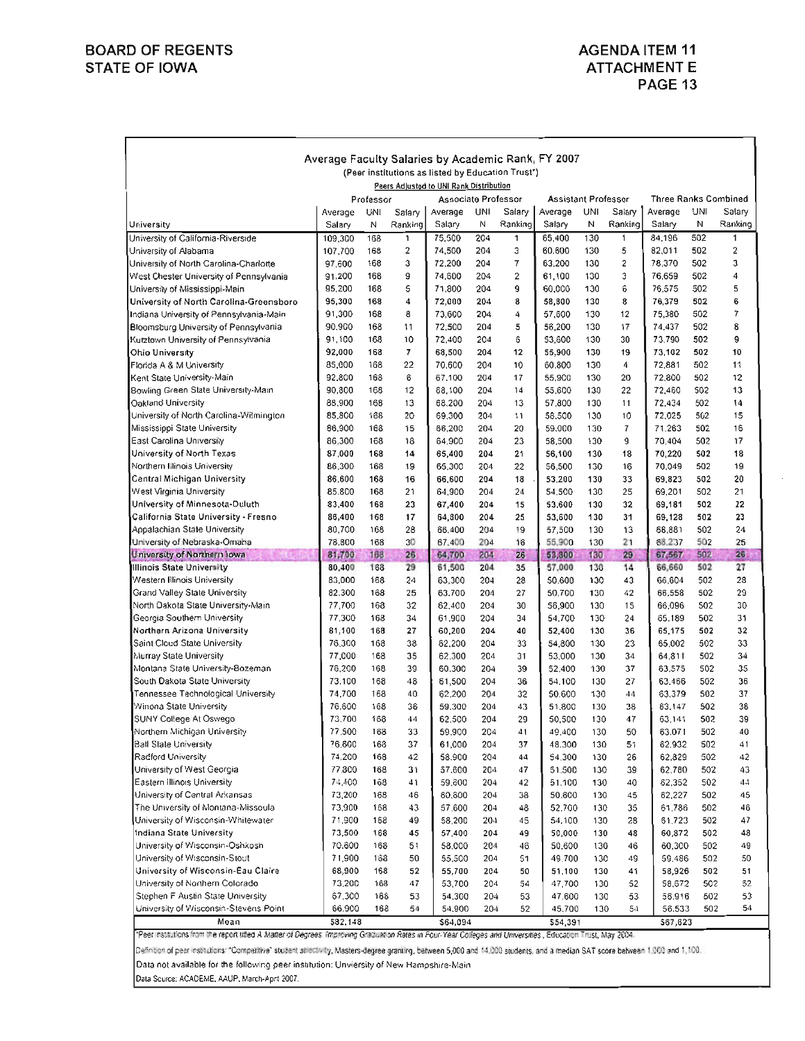BOARD OF REGENTS
STATE OF IOWA

AGENDA ITEM 11
ATTACHMENT E
PAGE 13

## Average Faculty Salaries by Academic Rank, FY 2007

(Peer institutions as listed by Education Trust*)

Peers Adjusted to UNI Rank Distribution

| | Professor | | | Associate Professor | | | Assistant Professor | | | Three Ranks Combined | | |
|---|---|---|---|---|---|---|---|---|---|---|---|---|
| University | Average Salary | UNI N | Salary Ranking | Average Salary | UNI N | Salary Ranking | Average Salary | UNI N | Salary Ranking | Average Salary | UNI N | Salary Ranking |
| University of California-Riverside | 109,300 | 168 | 1 | 75,500 | 204 | 1 | 65,400 | 130 | 1 | 84,196 | 502 | 1 |
| University of Alabama | 107,700 | 168 | 2 | 74,500 | 204 | 3 | 60,800 | 130 | 5 | 82,011 | 502 | 2 |
| University of North Carolina-Charlotte | 97,600 | 168 | 3 | 72,200 | 204 | 7 | 63,200 | 130 | 2 | 78,370 | 502 | 3 |
| West Chester University of Pennsylvania | 91,200 | 168 | 9 | 74,600 | 204 | 2 | 61,100 | 130 | 3 | 76,659 | 502 | 4 |
| University of Mississippi-Main | 95,200 | 168 | 5 | 71,800 | 204 | 9 | 60,000 | 130 | 6 | 76,575 | 502 | 5 |
| University of North Carolina-Greensboro | 95,300 | 168 | 4 | 72,000 | 204 | 8 | 58,800 | 130 | 8 | 76,379 | 502 | 6 |
| Indiana University of Pennsylvania-Main | 91,300 | 168 | 8 | 73,600 | 204 | 4 | 57,600 | 130 | 12 | 75,380 | 502 | 7 |
| Bloomsburg University of Pennsylvania | 90,900 | 168 | 11 | 72,500 | 204 | 5 | 56,200 | 130 | 17 | 74,437 | 502 | 8 |
| Kutztown University of Pennsylvania | 91,100 | 168 | 10 | 72,400 | 204 | 6 | 53,600 | 130 | 30 | 73,790 | 502 | 9 |
| Ohio University | 92,000 | 168 | 7 | 68,500 | 204 | 12 | 55,900 | 130 | 19 | 73,102 | 502 | 10 |
| Florida A & M University | 85,000 | 168 | 22 | 70,600 | 204 | 10 | 60,800 | 130 | 4 | 72,881 | 502 | 11 |
| Kent State University-Main | 92,800 | 168 | 6 | 67,100 | 204 | 17 | 55,900 | 130 | 20 | 72,800 | 502 | 12 |
| Bowling Green State University-Main | 90,800 | 168 | 12 | 68,100 | 204 | 14 | 55,600 | 130 | 22 | 72,460 | 502 | 13 |
| Oakland University | 88,900 | 168 | 13 | 68,200 | 204 | 13 | 57,800 | 130 | 11 | 72,434 | 502 | 14 |
| University of North Carolina-Wilmington | 85,800 | 168 | 20 | 69,300 | 204 | 11 | 58,500 | 130 | 10 | 72,025 | 502 | 15 |
| Mississippi State University | 86,900 | 168 | 15 | 66,200 | 204 | 20 | 59,000 | 130 | 7 | 71,263 | 502 | 16 |
| East Carolina University | 86,300 | 168 | 18 | 64,900 | 204 | 23 | 58,500 | 130 | 9 | 70,404 | 502 | 17 |
| University of North Texas | 87,000 | 168 | 14 | 65,400 | 204 | 21 | 56,100 | 130 | 18 | 70,220 | 502 | 18 |
| Northern Illinois University | 86,300 | 168 | 19 | 65,300 | 204 | 22 | 56,500 | 130 | 16 | 70,049 | 502 | 19 |
| Central Michigan University | 86,600 | 168 | 16 | 66,600 | 204 | 18 | 53,200 | 130 | 33 | 69,823 | 502 | 20 |
| West Virginia University | 85,800 | 168 | 21 | 64,900 | 204 | 24 | 54,500 | 130 | 25 | 69,201 | 502 | 21 |
| University of Minnesota-Duluth | 83,400 | 168 | 23 | 67,400 | 204 | 15 | 53,600 | 130 | 32 | 69,181 | 502 | 22 |
| California State University - Fresno | 86,400 | 168 | 17 | 64,800 | 204 | 25 | 53,600 | 130 | 31 | 69,128 | 502 | 23 |
| Appalachian State University | 80,700 | 168 | 28 | 66,400 | 204 | 19 | 57,500 | 130 | 13 | 68,881 | 502 | 24 |
| University of Nebraska-Omaha | 78,800 | 168 | 30 | 67,400 | 204 | 16 | 55,900 | 130 | 21 | 68,237 | 502 | 25 |
| **University of Northern Iowa** | **81,700** | **168** | **26** | **64,700** | **204** | **26** | **53,800** | **130** | **29** | **67,567** | **502** | **26** |
| Illinois State University | 80,400 | 168 | 29 | 61,500 | 204 | 35 | 57,000 | 130 | 14 | 66,660 | 502 | 27 |
| Western Illinois University | 83,000 | 168 | 24 | 63,300 | 204 | 28 | 50,600 | 130 | 43 | 66,604 | 502 | 28 |
| Grand Valley State University | 82,300 | 168 | 25 | 63,700 | 204 | 27 | 50,700 | 130 | 42 | 66,558 | 502 | 29 |
| North Dakota State University-Main | 77,700 | 168 | 32 | 62,400 | 204 | 30 | 56,900 | 130 | 15 | 66,096 | 502 | 30 |
| Georgia Southern University | 77,300 | 168 | 34 | 61,900 | 204 | 34 | 54,700 | 130 | 24 | 65,189 | 502 | 31 |
| Northern Arizona University | 81,100 | 168 | 27 | 60,200 | 204 | 40 | 52,400 | 130 | 36 | 65,175 | 502 | 32 |
| Saint Cloud State University | 76,300 | 168 | 38 | 62,200 | 204 | 33 | 54,800 | 130 | 23 | 65,002 | 502 | 33 |
| Murray State University | 77,000 | 168 | 35 | 62,300 | 204 | 31 | 53,000 | 130 | 34 | 64,811 | 502 | 34 |
| Montana State University-Bozeman | 76,200 | 168 | 39 | 60,300 | 204 | 39 | 52,400 | 130 | 37 | 63,575 | 502 | 35 |
| South Dakota State University | 73,100 | 168 | 48 | 61,500 | 204 | 36 | 54,100 | 130 | 27 | 63,466 | 502 | 36 |
| Tennessee Technological University | 74,700 | 168 | 40 | 62,200 | 204 | 32 | 50,600 | 130 | 44 | 63,379 | 502 | 37 |
| Winona State University | 76,600 | 168 | 36 | 59,300 | 204 | 43 | 51,800 | 130 | 38 | 63,147 | 502 | 38 |
| SUNY College At Oswego | 73,700 | 168 | 44 | 62,500 | 204 | 29 | 50,500 | 130 | 47 | 63,141 | 502 | 39 |
| Northern Michigan University | 77,500 | 168 | 33 | 59,900 | 204 | 41 | 49,400 | 130 | 50 | 63,071 | 502 | 40 |
| Ball State University | 76,600 | 168 | 37 | 61,000 | 204 | 37 | 48,300 | 130 | 51 | 62,932 | 502 | 41 |
| Radford University | 74,200 | 168 | 42 | 58,900 | 204 | 44 | 54,300 | 130 | 26 | 62,829 | 502 | 42 |
| University of West Georgia | 77,800 | 168 | 31 | 57,600 | 204 | 47 | 51,500 | 130 | 39 | 62,780 | 502 | 43 |
| Eastern Illinois University | 74,400 | 168 | 41 | 59,600 | 204 | 42 | 51,100 | 130 | 40 | 62,352 | 502 | 44 |
| University of Central Arkansas | 73,200 | 168 | 46 | 60,600 | 204 | 38 | 50,600 | 130 | 45 | 62,227 | 502 | 45 |
| The University of Montana-Missoula | 73,900 | 168 | 43 | 57,600 | 204 | 48 | 52,700 | 130 | 35 | 61,786 | 502 | 46 |
| University of Wisconsin-Whitewater | 71,900 | 168 | 49 | 58,200 | 204 | 45 | 54,100 | 130 | 28 | 61,723 | 502 | 47 |
| Indiana State University | 73,500 | 168 | 45 | 57,400 | 204 | 49 | 50,000 | 130 | 48 | 60,872 | 502 | 48 |
| University of Wisconsin-Oshkosh | 70,600 | 168 | 51 | 58,000 | 204 | 46 | 50,600 | 130 | 46 | 60,300 | 502 | 49 |
| University of Wisconsin-Stout | 71,900 | 168 | 50 | 55,500 | 204 | 51 | 49,700 | 130 | 49 | 59,486 | 502 | 50 |
| University of Wisconsin-Eau Claire | 68,900 | 168 | 52 | 55,700 | 204 | 50 | 51,100 | 130 | 41 | 58,926 | 502 | 51 |
| University of Northern Colorado | 73,200 | 168 | 47 | 53,700 | 204 | 54 | 47,700 | 130 | 52 | 58,672 | 502 | 52 |
| Stephen F Austin State University | 67,300 | 168 | 53 | 54,300 | 204 | 53 | 47,600 | 130 | 53 | 56,916 | 502 | 53 |
| University of Wisconsin-Stevens Point | 66,900 | 168 | 54 | 54,900 | 204 | 52 | 45,700 | 130 | 54 | 56,533 | 502 | 54 |
| Mean | $82,148 | | | $64,094 | | | $54,391 | | | $67,623 | | |

*Peer institutions from the report titled *A Matter of Degrees: Improving Graduation Rates in Four-Year Colleges and Universities*, Education Trust, May 2004.

Definition of peer institutions: "Competitive" student selectivity, Masters-degree granting, between 5,000 and 14,000 students, and a median SAT score between 1,000 and 1,100.

Data not available for the following peer institution: Unviersity of New Hampshire-Main

Data Source: ACADEME, AAUP, March-April 2007.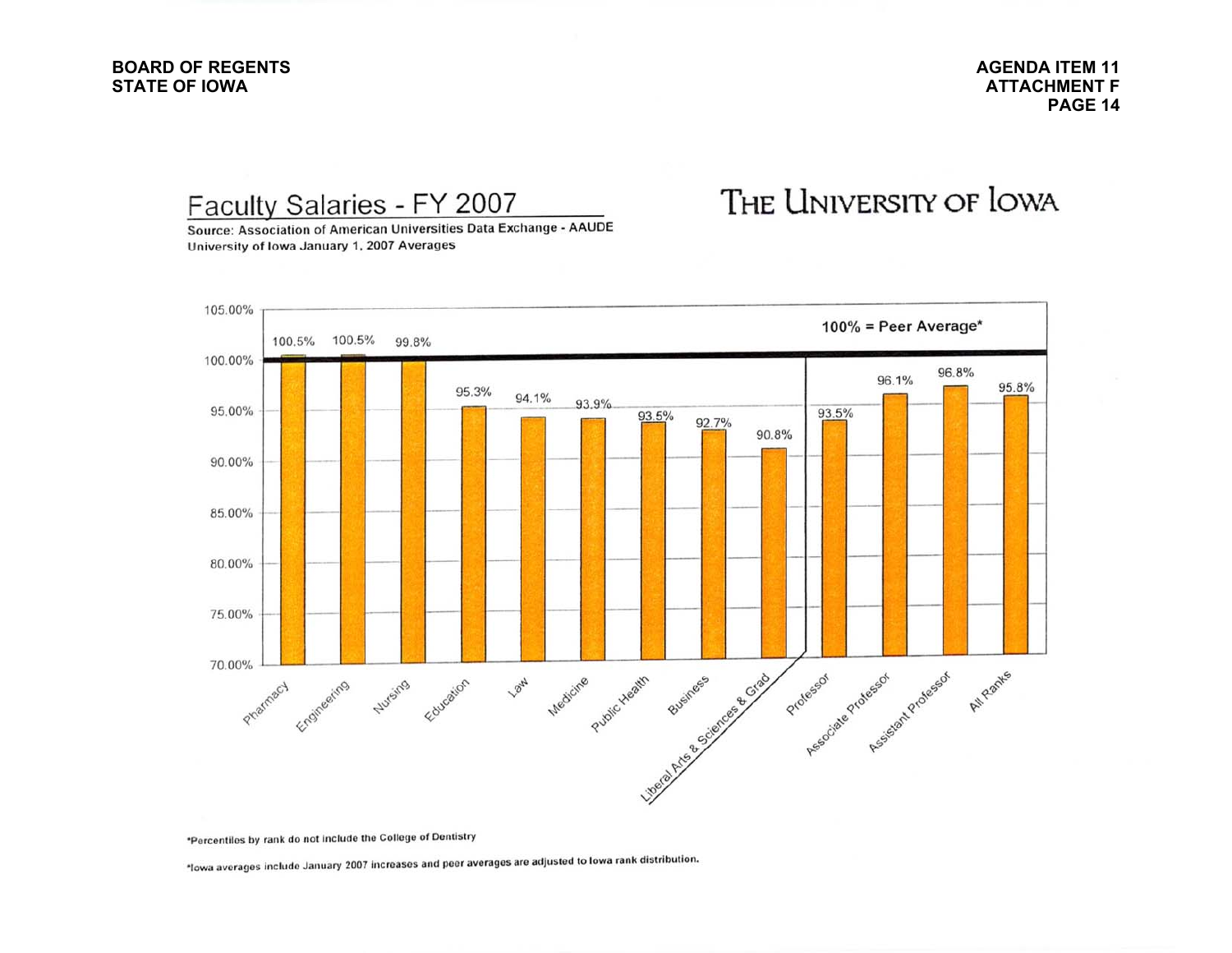# Faculty Salaries - FY 2007

**THE UNIVERSITY OF IOWA**

Source: Association of American Universities Data Exchange - AAUDE
University of Iowa January 1, 2007 Averages

100% = Peer Average*

| Category | Percent of Peer Average |
|---|---|
| Pharmacy | 100.5% |
| Engineering | 100.5% |
| Nursing | 99.8% |
| Education | 95.3% |
| Law | 94.1% |
| Medicine | 93.9% |
| Public Health | 93.5% |
| Business | 92.7% |
| Liberal Arts & Sciences & Grad | 90.8% |
| Professor | 93.5% |
| Associate Professor | 96.1% |
| Assistant Professor | 96.8% |
| All Ranks | 95.8% |

*Percentiles by rank do not include the College of Dentistry

*Iowa averages include January 2007 increases and peer averages are adjusted to Iowa rank distribution.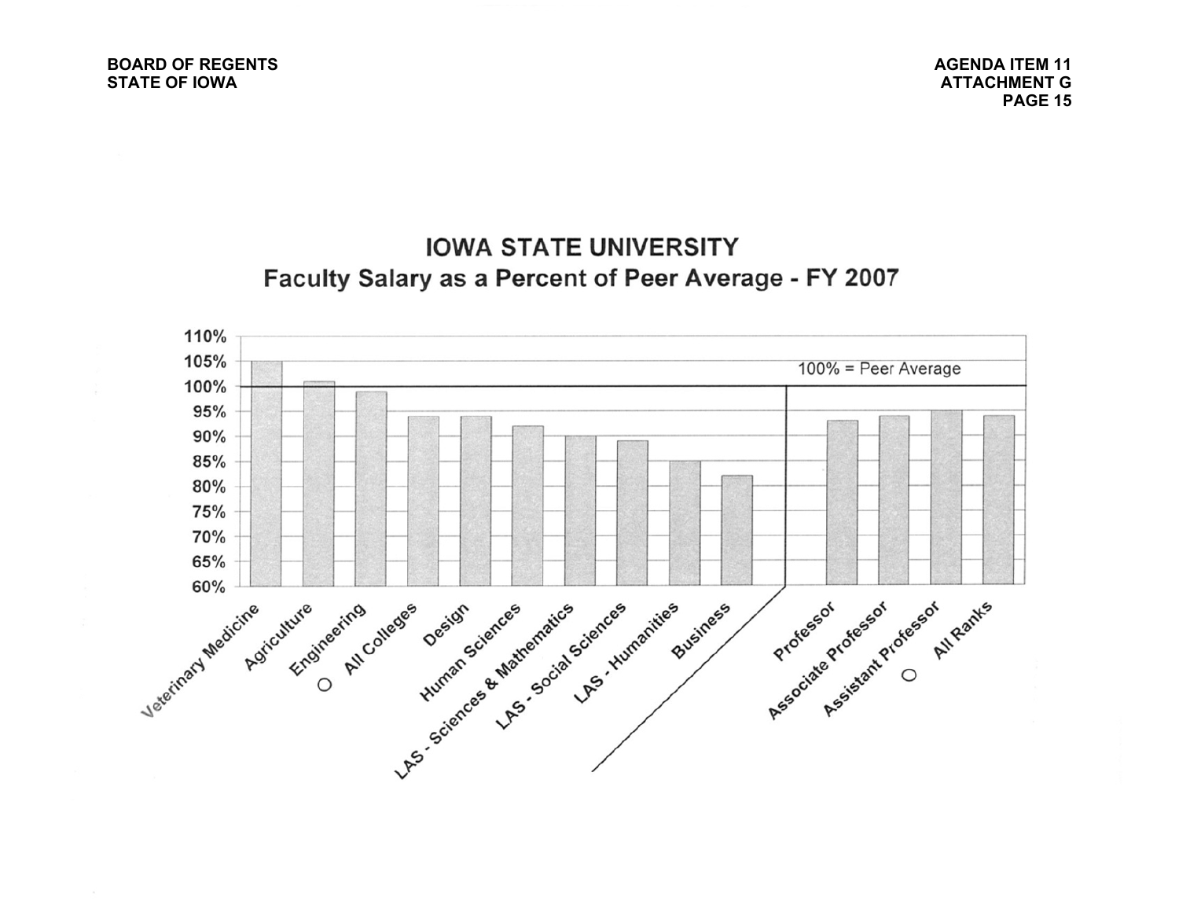# IOWA STATE UNIVERSITY

## Faculty Salary as a Percent of Peer Average - FY 2007

100% = Peer Average

| Category | Percent of Peer Average |
|---|---|
| Veterinary Medicine | 105% |
| Agriculture | 101% |
| Engineering | 99% |
| ○ All Colleges | 94% |
| Design | 94% |
| Human Sciences | 92% |
| LAS - Sciences & Mathematics | 90% |
| LAS - Social Sciences | 89% |
| LAS - Humanities | 85% |
| Business | 82% |
| Professor | 93% |
| Associate Professor | 94% |
| Assistant Professor | 95% |
| ○ All Ranks | 94% |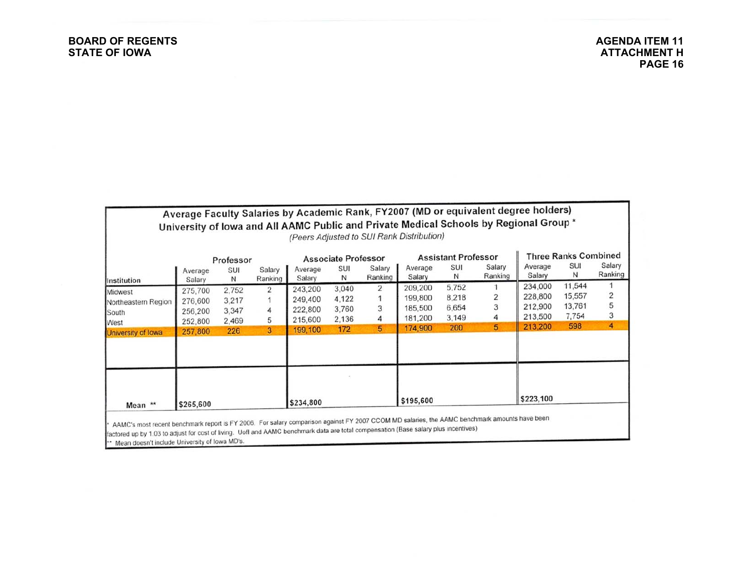BOARD OF REGENTS
STATE OF IOWA

AGENDA ITEM 11
ATTACHMENT H

## Average Faculty Salaries by Academic Rank, FY2007 (MD or equivalent degree holders)
## University of Iowa and All AAMC Public and Private Medical Schools by Regional Group *

*(Peers Adjusted to SUI Rank Distribution)*

| | Professor | | | Associate Professor | | | Assistant Professor | | | Three Ranks Combined | | |
|---|---|---|---|---|---|---|---|---|---|---|---|---|
| Institution | Average Salary | SUI N | Salary Ranking | Average Salary | SUI N | Salary Ranking | Average Salary | SUI N | Salary Ranking | Average Salary | SUI N | Salary Ranking |
| Midwest | 275,700 | 2,752 | 2 | 243,200 | 3,040 | 2 | 209,200 | 5,752 | 1 | 234,000 | 11,544 | 1 |
| Northeastern Region | 276,600 | 3,217 | 1 | 249,400 | 4,122 | 1 | 199,800 | 8,218 | 2 | 228,800 | 15,557 | 2 |
| South | 256,200 | 3,347 | 4 | 222,800 | 3,760 | 3 | 185,500 | 6,654 | 3 | 212,900 | 13,761 | 5 |
| West | 252,800 | 2,469 | 5 | 215,600 | 2,136 | 4 | 181,200 | 3,149 | 4 | 213,500 | 7,754 | 3 |
| University of Iowa | 257,800 | 226 | 3 | 199,100 | 172 | 5 | 174,900 | 200 | 5 | 213,200 | 598 | 4 |
| Mean ** | $265,600 | | | $234,800 | | | $195,600 | | | $223,100 | | |

* AAMC's most recent benchmark report is FY 2006. For salary comparison against FY 2007 CCOM MD salaries, the AAMC benchmark amounts have been factored up by 1.03 to adjust for cost of living. UofI and AAMC benchmark data are total compensation (Base salary plus incentives)

** Mean doesn't include University of Iowa MD's.